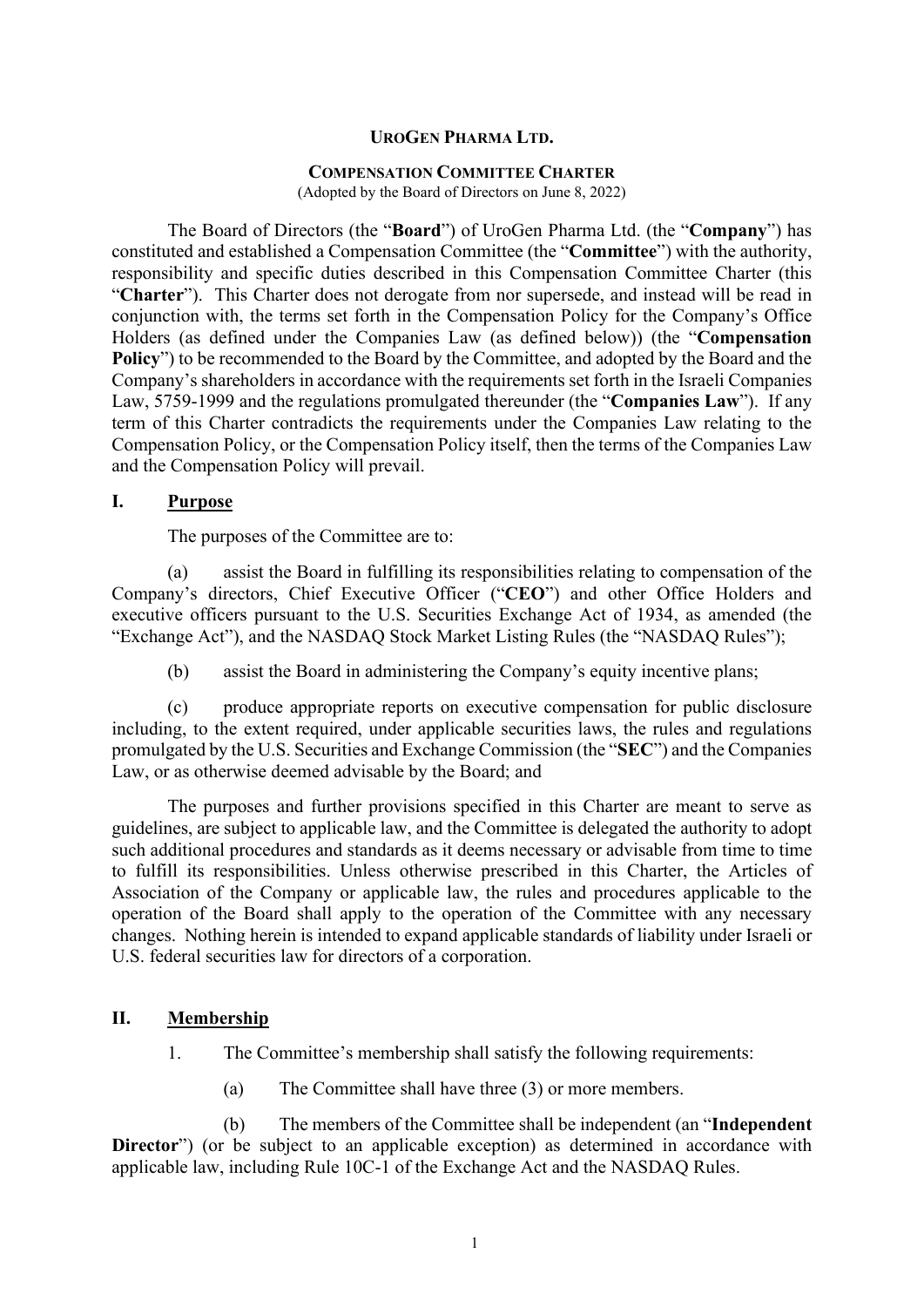**UROGEN PHARMA LTD.**

**COMPENSATION COMMITTEE CHARTER**

(Adopted by the Board of Directors on June 8, 2022)

The Board of Directors (the "**Board**") of UroGen Pharma Ltd. (the "**Company**") has constituted and established a Compensation Committee (the "**Committee**") with the authority, responsibility and specific duties described in this Compensation Committee Charter (this "**Charter**"). This Charter does not derogate from nor supersede, and instead will be read in conjunction with, the terms set forth in the Compensation Policy for the Company's Office Holders (as defined under the Companies Law (as defined below)) (the "**Compensation Policy**") to be recommended to the Board by the Committee, and adopted by the Board and the Company's shareholders in accordance with the requirements set forth in the Israeli Companies Law, 5759-1999 and the regulations promulgated thereunder (the "**Companies Law**"). If any term of this Charter contradicts the requirements under the Companies Law relating to the Compensation Policy, or the Compensation Policy itself, then the terms of the Companies Law and the Compensation Policy will prevail.

## I. Purpose

The purposes of the Committee are to:

(a) assist the Board in fulfilling its responsibilities relating to compensation of the Company's directors, Chief Executive Officer ("**CEO**") and other Office Holders and executive officers pursuant to the U.S. Securities Exchange Act of 1934, as amended (the "Exchange Act"), and the NASDAQ Stock Market Listing Rules (the "NASDAQ Rules");

(b) assist the Board in administering the Company's equity incentive plans;

(c) produce appropriate reports on executive compensation for public disclosure including, to the extent required, under applicable securities laws, the rules and regulations promulgated by the U.S. Securities and Exchange Commission (the "**SEC**") and the Companies Law, or as otherwise deemed advisable by the Board; and

The purposes and further provisions specified in this Charter are meant to serve as guidelines, are subject to applicable law, and the Committee is delegated the authority to adopt such additional procedures and standards as it deems necessary or advisable from time to time to fulfill its responsibilities. Unless otherwise prescribed in this Charter, the Articles of Association of the Company or applicable law, the rules and procedures applicable to the operation of the Board shall apply to the operation of the Committee with any necessary changes. Nothing herein is intended to expand applicable standards of liability under Israeli or U.S. federal securities law for directors of a corporation.

## II. Membership

1. The Committee's membership shall satisfy the following requirements:

   (a) The Committee shall have three (3) or more members.

   (b) The members of the Committee shall be independent (an "**Independent Director**") (or be subject to an applicable exception) as determined in accordance with applicable law, including Rule 10C-1 of the Exchange Act and the NASDAQ Rules.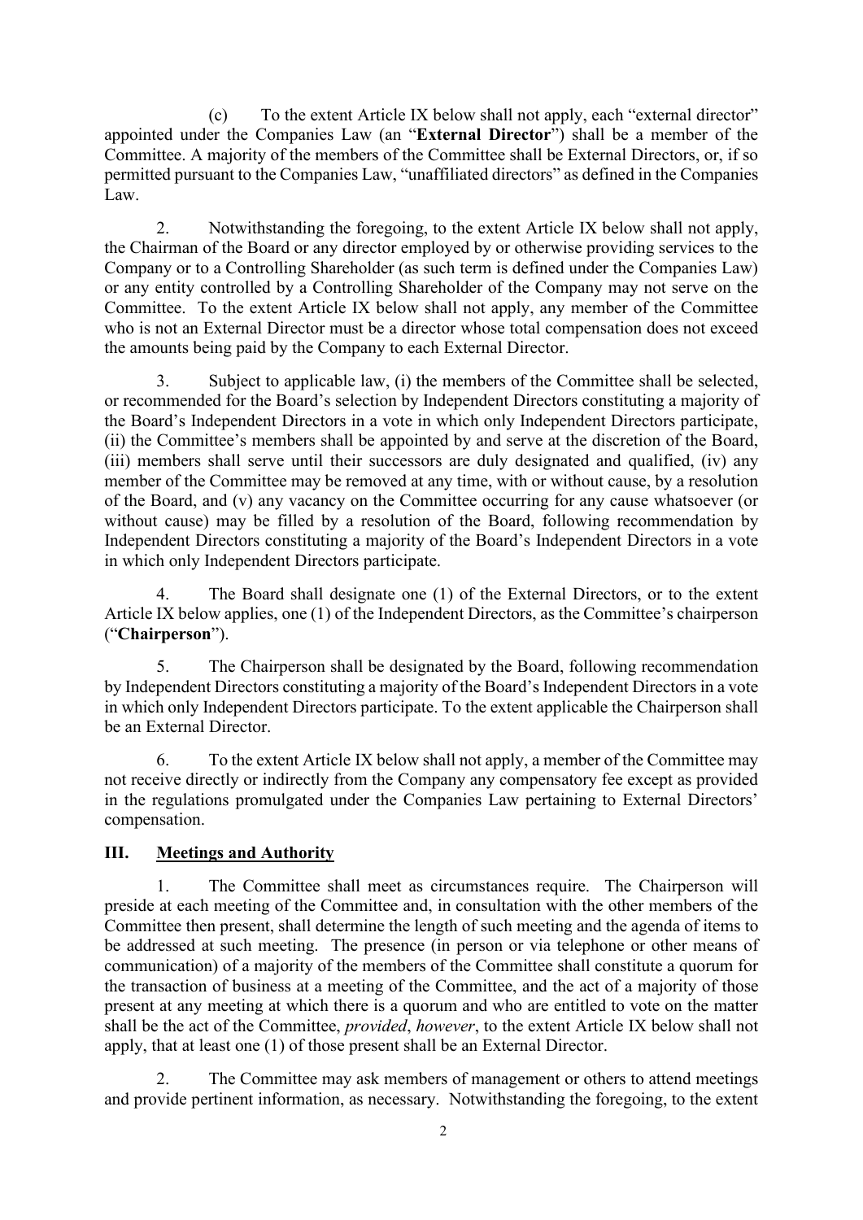(c) To the extent Article IX below shall not apply, each "external director" appointed under the Companies Law (an "**External Director**") shall be a member of the Committee. A majority of the members of the Committee shall be External Directors, or, if so permitted pursuant to the Companies Law, "unaffiliated directors" as defined in the Companies Law.

2. Notwithstanding the foregoing, to the extent Article IX below shall not apply, the Chairman of the Board or any director employed by or otherwise providing services to the Company or to a Controlling Shareholder (as such term is defined under the Companies Law) or any entity controlled by a Controlling Shareholder of the Company may not serve on the Committee. To the extent Article IX below shall not apply, any member of the Committee who is not an External Director must be a director whose total compensation does not exceed the amounts being paid by the Company to each External Director.

3. Subject to applicable law, (i) the members of the Committee shall be selected, or recommended for the Board's selection by Independent Directors constituting a majority of the Board's Independent Directors in a vote in which only Independent Directors participate, (ii) the Committee's members shall be appointed by and serve at the discretion of the Board, (iii) members shall serve until their successors are duly designated and qualified, (iv) any member of the Committee may be removed at any time, with or without cause, by a resolution of the Board, and (v) any vacancy on the Committee occurring for any cause whatsoever (or without cause) may be filled by a resolution of the Board, following recommendation by Independent Directors constituting a majority of the Board's Independent Directors in a vote in which only Independent Directors participate.

4. The Board shall designate one (1) of the External Directors, or to the extent Article IX below applies, one (1) of the Independent Directors, as the Committee's chairperson ("**Chairperson**").

5. The Chairperson shall be designated by the Board, following recommendation by Independent Directors constituting a majority of the Board's Independent Directors in a vote in which only Independent Directors participate. To the extent applicable the Chairperson shall be an External Director.

6. To the extent Article IX below shall not apply, a member of the Committee may not receive directly or indirectly from the Company any compensatory fee except as provided in the regulations promulgated under the Companies Law pertaining to External Directors' compensation.

## III. Meetings and Authority

1. The Committee shall meet as circumstances require. The Chairperson will preside at each meeting of the Committee and, in consultation with the other members of the Committee then present, shall determine the length of such meeting and the agenda of items to be addressed at such meeting. The presence (in person or via telephone or other means of communication) of a majority of the members of the Committee shall constitute a quorum for the transaction of business at a meeting of the Committee, and the act of a majority of those present at any meeting at which there is a quorum and who are entitled to vote on the matter shall be the act of the Committee, *provided*, *however*, to the extent Article IX below shall not apply, that at least one (1) of those present shall be an External Director.

2. The Committee may ask members of management or others to attend meetings and provide pertinent information, as necessary. Notwithstanding the foregoing, to the extent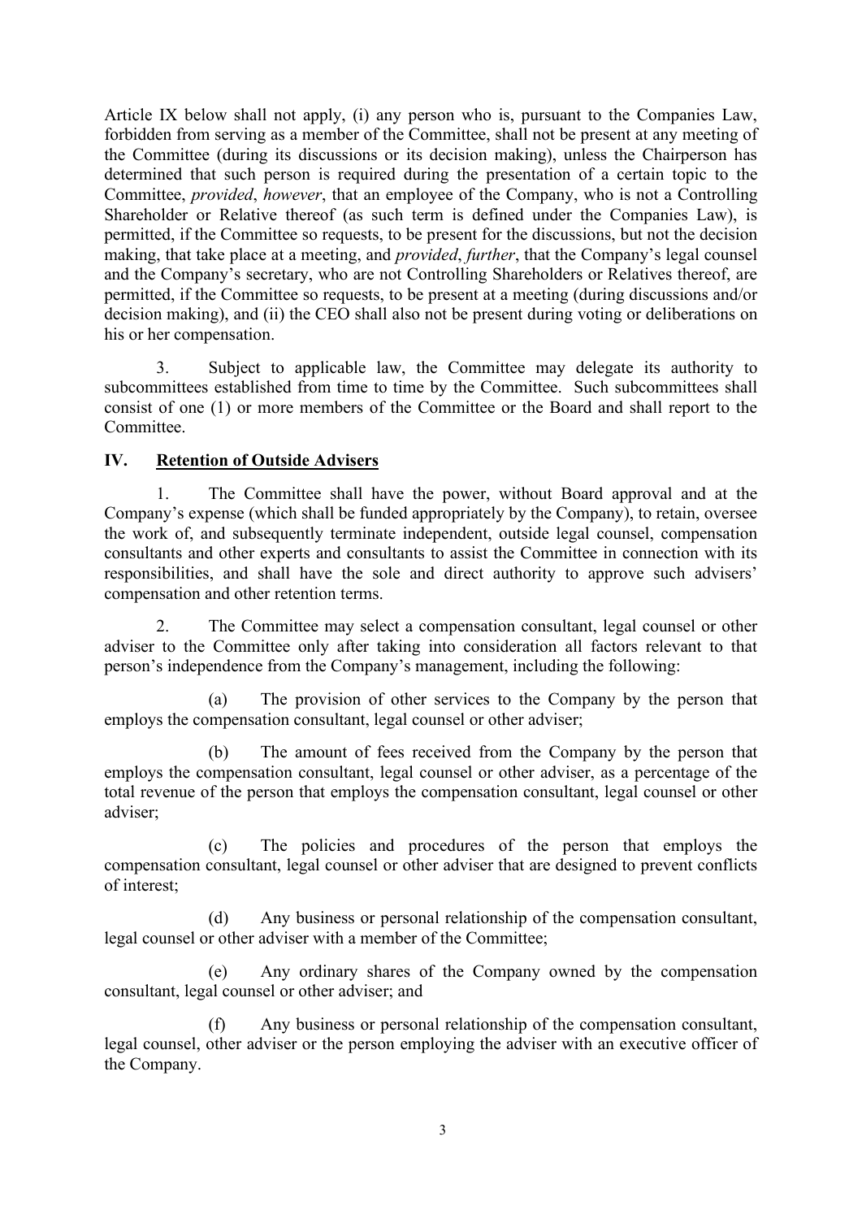Article IX below shall not apply, (i) any person who is, pursuant to the Companies Law, forbidden from serving as a member of the Committee, shall not be present at any meeting of the Committee (during its discussions or its decision making), unless the Chairperson has determined that such person is required during the presentation of a certain topic to the Committee, *provided*, *however*, that an employee of the Company, who is not a Controlling Shareholder or Relative thereof (as such term is defined under the Companies Law), is permitted, if the Committee so requests, to be present for the discussions, but not the decision making, that take place at a meeting, and *provided*, *further*, that the Company's legal counsel and the Company's secretary, who are not Controlling Shareholders or Relatives thereof, are permitted, if the Committee so requests, to be present at a meeting (during discussions and/or decision making), and (ii) the CEO shall also not be present during voting or deliberations on his or her compensation.

3. Subject to applicable law, the Committee may delegate its authority to subcommittees established from time to time by the Committee. Such subcommittees shall consist of one (1) or more members of the Committee or the Board and shall report to the Committee.

## IV. Retention of Outside Advisers

1. The Committee shall have the power, without Board approval and at the Company's expense (which shall be funded appropriately by the Company), to retain, oversee the work of, and subsequently terminate independent, outside legal counsel, compensation consultants and other experts and consultants to assist the Committee in connection with its responsibilities, and shall have the sole and direct authority to approve such advisers' compensation and other retention terms.

2. The Committee may select a compensation consultant, legal counsel or other adviser to the Committee only after taking into consideration all factors relevant to that person's independence from the Company's management, including the following:

(a) The provision of other services to the Company by the person that employs the compensation consultant, legal counsel or other adviser;

(b) The amount of fees received from the Company by the person that employs the compensation consultant, legal counsel or other adviser, as a percentage of the total revenue of the person that employs the compensation consultant, legal counsel or other adviser;

(c) The policies and procedures of the person that employs the compensation consultant, legal counsel or other adviser that are designed to prevent conflicts of interest;

(d) Any business or personal relationship of the compensation consultant, legal counsel or other adviser with a member of the Committee;

(e) Any ordinary shares of the Company owned by the compensation consultant, legal counsel or other adviser; and

(f) Any business or personal relationship of the compensation consultant, legal counsel, other adviser or the person employing the adviser with an executive officer of the Company.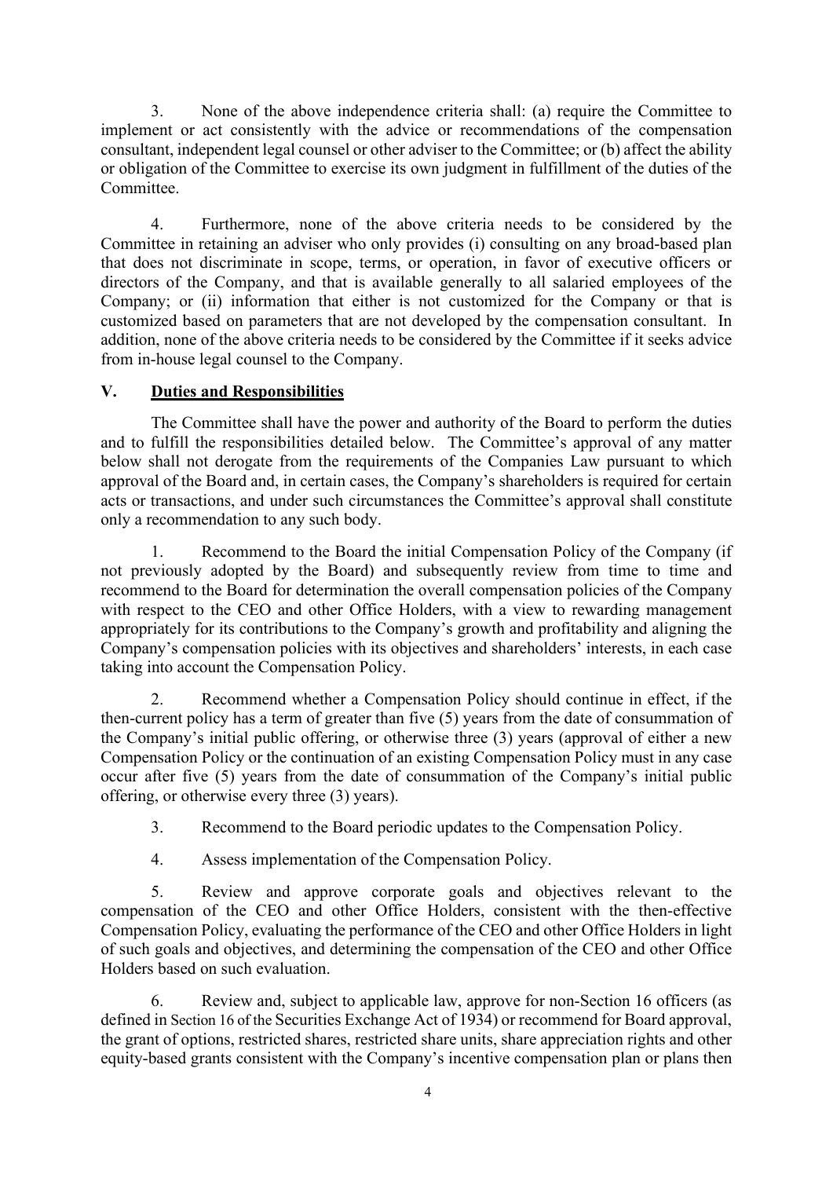3. None of the above independence criteria shall: (a) require the Committee to implement or act consistently with the advice or recommendations of the compensation consultant, independent legal counsel or other adviser to the Committee; or (b) affect the ability or obligation of the Committee to exercise its own judgment in fulfillment of the duties of the Committee.

4. Furthermore, none of the above criteria needs to be considered by the Committee in retaining an adviser who only provides (i) consulting on any broad-based plan that does not discriminate in scope, terms, or operation, in favor of executive officers or directors of the Company, and that is available generally to all salaried employees of the Company; or (ii) information that either is not customized for the Company or that is customized based on parameters that are not developed by the compensation consultant. In addition, none of the above criteria needs to be considered by the Committee if it seeks advice from in-house legal counsel to the Company.

## V. Duties and Responsibilities

The Committee shall have the power and authority of the Board to perform the duties and to fulfill the responsibilities detailed below. The Committee's approval of any matter below shall not derogate from the requirements of the Companies Law pursuant to which approval of the Board and, in certain cases, the Company's shareholders is required for certain acts or transactions, and under such circumstances the Committee's approval shall constitute only a recommendation to any such body.

1. Recommend to the Board the initial Compensation Policy of the Company (if not previously adopted by the Board) and subsequently review from time to time and recommend to the Board for determination the overall compensation policies of the Company with respect to the CEO and other Office Holders, with a view to rewarding management appropriately for its contributions to the Company's growth and profitability and aligning the Company's compensation policies with its objectives and shareholders' interests, in each case taking into account the Compensation Policy.

2. Recommend whether a Compensation Policy should continue in effect, if the then-current policy has a term of greater than five (5) years from the date of consummation of the Company's initial public offering, or otherwise three (3) years (approval of either a new Compensation Policy or the continuation of an existing Compensation Policy must in any case occur after five (5) years from the date of consummation of the Company's initial public offering, or otherwise every three (3) years).

3. Recommend to the Board periodic updates to the Compensation Policy.

4. Assess implementation of the Compensation Policy.

5. Review and approve corporate goals and objectives relevant to the compensation of the CEO and other Office Holders, consistent with the then-effective Compensation Policy, evaluating the performance of the CEO and other Office Holders in light of such goals and objectives, and determining the compensation of the CEO and other Office Holders based on such evaluation.

6. Review and, subject to applicable law, approve for non-Section 16 officers (as defined in Section 16 of the Securities Exchange Act of 1934) or recommend for Board approval, the grant of options, restricted shares, restricted share units, share appreciation rights and other equity-based grants consistent with the Company's incentive compensation plan or plans then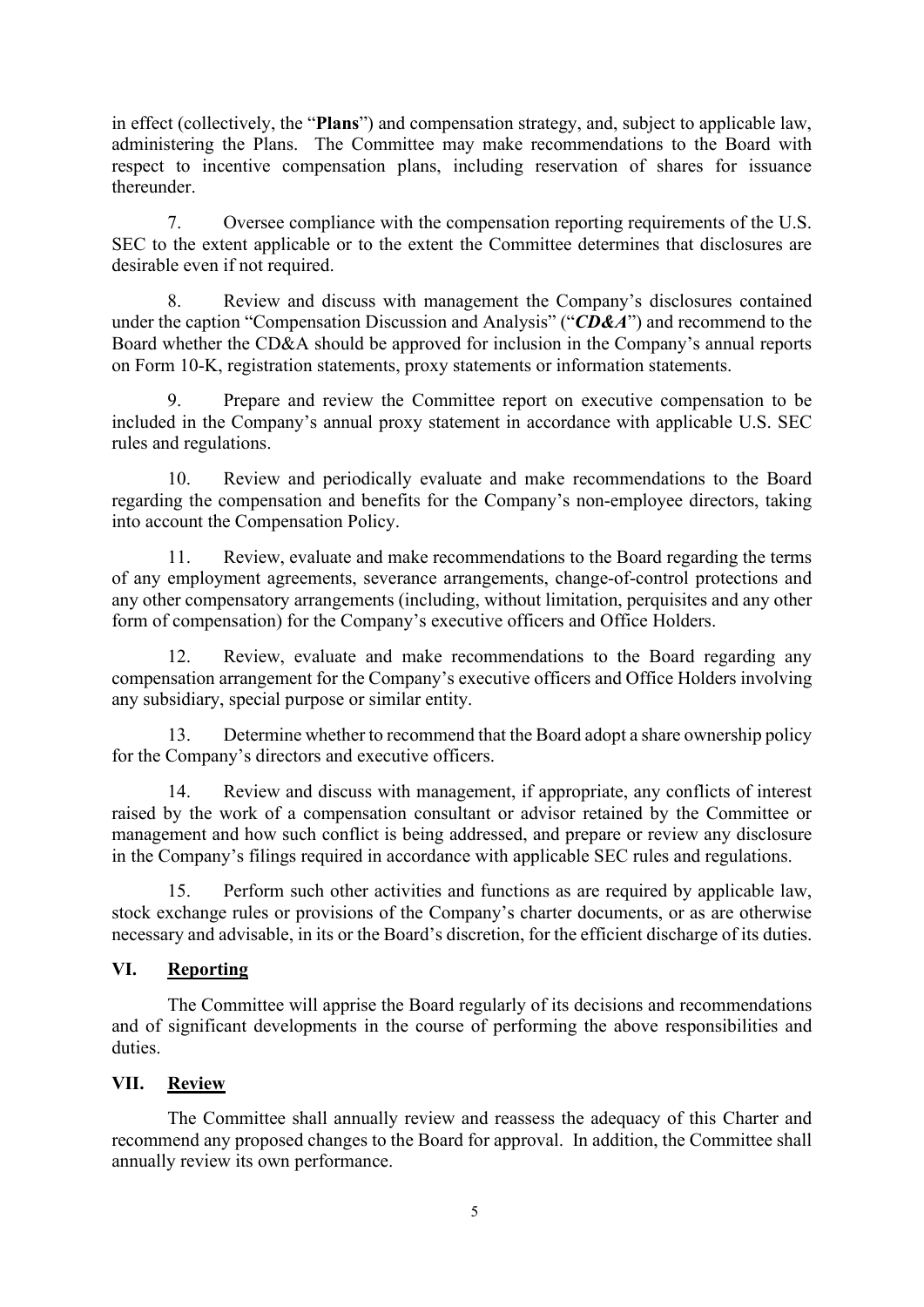in effect (collectively, the "**Plans**") and compensation strategy, and, subject to applicable law, administering the Plans. The Committee may make recommendations to the Board with respect to incentive compensation plans, including reservation of shares for issuance thereunder.

7. Oversee compliance with the compensation reporting requirements of the U.S. SEC to the extent applicable or to the extent the Committee determines that disclosures are desirable even if not required.

8. Review and discuss with management the Company's disclosures contained under the caption "Compensation Discussion and Analysis" ("***CD&A***") and recommend to the Board whether the CD&A should be approved for inclusion in the Company's annual reports on Form 10-K, registration statements, proxy statements or information statements.

9. Prepare and review the Committee report on executive compensation to be included in the Company's annual proxy statement in accordance with applicable U.S. SEC rules and regulations.

10. Review and periodically evaluate and make recommendations to the Board regarding the compensation and benefits for the Company's non-employee directors, taking into account the Compensation Policy.

11. Review, evaluate and make recommendations to the Board regarding the terms of any employment agreements, severance arrangements, change-of-control protections and any other compensatory arrangements (including, without limitation, perquisites and any other form of compensation) for the Company's executive officers and Office Holders.

12. Review, evaluate and make recommendations to the Board regarding any compensation arrangement for the Company's executive officers and Office Holders involving any subsidiary, special purpose or similar entity.

13. Determine whether to recommend that the Board adopt a share ownership policy for the Company's directors and executive officers.

14. Review and discuss with management, if appropriate, any conflicts of interest raised by the work of a compensation consultant or advisor retained by the Committee or management and how such conflict is being addressed, and prepare or review any disclosure in the Company's filings required in accordance with applicable SEC rules and regulations.

15. Perform such other activities and functions as are required by applicable law, stock exchange rules or provisions of the Company's charter documents, or as are otherwise necessary and advisable, in its or the Board's discretion, for the efficient discharge of its duties.

## VI. Reporting

The Committee will apprise the Board regularly of its decisions and recommendations and of significant developments in the course of performing the above responsibilities and duties.

## VII. Review

The Committee shall annually review and reassess the adequacy of this Charter and recommend any proposed changes to the Board for approval. In addition, the Committee shall annually review its own performance.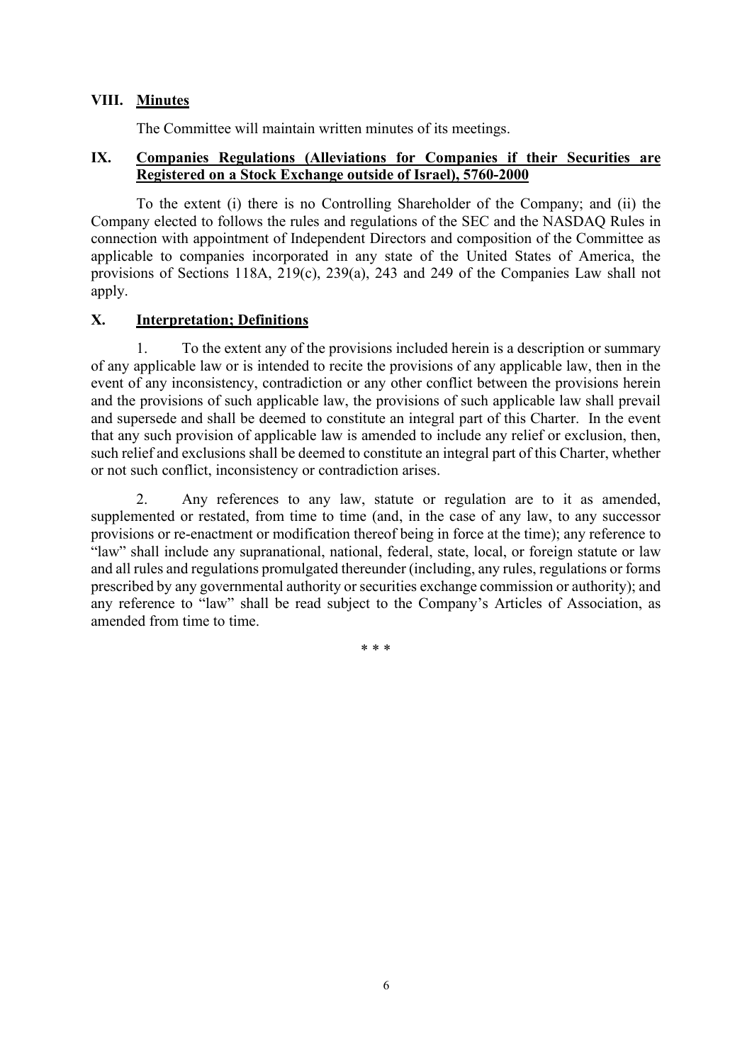## VIII. Minutes

The Committee will maintain written minutes of its meetings.

## IX. Companies Regulations (Alleviations for Companies if their Securities are Registered on a Stock Exchange outside of Israel), 5760-2000

To the extent (i) there is no Controlling Shareholder of the Company; and (ii) the Company elected to follows the rules and regulations of the SEC and the NASDAQ Rules in connection with appointment of Independent Directors and composition of the Committee as applicable to companies incorporated in any state of the United States of America, the provisions of Sections 118A, 219(c), 239(a), 243 and 249 of the Companies Law shall not apply.

## X. Interpretation; Definitions

1. To the extent any of the provisions included herein is a description or summary of any applicable law or is intended to recite the provisions of any applicable law, then in the event of any inconsistency, contradiction or any other conflict between the provisions herein and the provisions of such applicable law, the provisions of such applicable law shall prevail and supersede and shall be deemed to constitute an integral part of this Charter. In the event that any such provision of applicable law is amended to include any relief or exclusion, then, such relief and exclusions shall be deemed to constitute an integral part of this Charter, whether or not such conflict, inconsistency or contradiction arises.

2. Any references to any law, statute or regulation are to it as amended, supplemented or restated, from time to time (and, in the case of any law, to any successor provisions or re-enactment or modification thereof being in force at the time); any reference to "law" shall include any supranational, national, federal, state, local, or foreign statute or law and all rules and regulations promulgated thereunder (including, any rules, regulations or forms prescribed by any governmental authority or securities exchange commission or authority); and any reference to "law" shall be read subject to the Company's Articles of Association, as amended from time to time.

\* \* \*